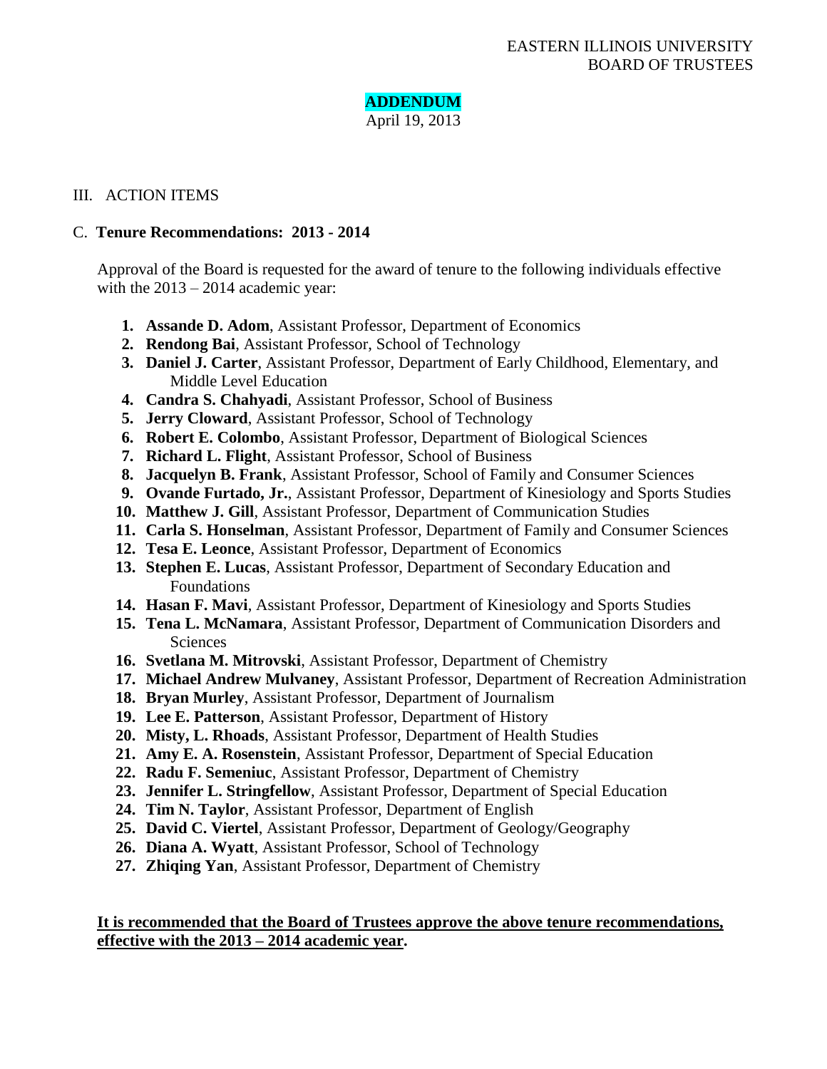EASTERN ILLINOIS UNIVERSITY
BOARD OF TRUSTEES

# ADDENDUM

April 19, 2013

## III. ACTION ITEMS

### C. **Tenure Recommendations: 2013 - 2014**

Approval of the Board is requested for the award of tenure to the following individuals effective with the 2013 – 2014 academic year:

1. **Assande D. Adom**, Assistant Professor, Department of Economics
2. **Rendong Bai**, Assistant Professor, School of Technology
3. **Daniel J. Carter**, Assistant Professor, Department of Early Childhood, Elementary, and Middle Level Education
4. **Candra S. Chahyadi**, Assistant Professor, School of Business
5. **Jerry Cloward**, Assistant Professor, School of Technology
6. **Robert E. Colombo**, Assistant Professor, Department of Biological Sciences
7. **Richard L. Flight**, Assistant Professor, School of Business
8. **Jacquelyn B. Frank**, Assistant Professor, School of Family and Consumer Sciences
9. **Ovande Furtado, Jr.**, Assistant Professor, Department of Kinesiology and Sports Studies
10. **Matthew J. Gill**, Assistant Professor, Department of Communication Studies
11. **Carla S. Honselman**, Assistant Professor, Department of Family and Consumer Sciences
12. **Tesa E. Leonce**, Assistant Professor, Department of Economics
13. **Stephen E. Lucas**, Assistant Professor, Department of Secondary Education and Foundations
14. **Hasan F. Mavi**, Assistant Professor, Department of Kinesiology and Sports Studies
15. **Tena L. McNamara**, Assistant Professor, Department of Communication Disorders and Sciences
16. **Svetlana M. Mitrovski**, Assistant Professor, Department of Chemistry
17. **Michael Andrew Mulvaney**, Assistant Professor, Department of Recreation Administration
18. **Bryan Murley**, Assistant Professor, Department of Journalism
19. **Lee E. Patterson**, Assistant Professor, Department of History
20. **Misty, L. Rhoads**, Assistant Professor, Department of Health Studies
21. **Amy E. A. Rosenstein**, Assistant Professor, Department of Special Education
22. **Radu F. Semeniuc**, Assistant Professor, Department of Chemistry
23. **Jennifer L. Stringfellow**, Assistant Professor, Department of Special Education
24. **Tim N. Taylor**, Assistant Professor, Department of English
25. **David C. Viertel**, Assistant Professor, Department of Geology/Geography
26. **Diana A. Wyatt**, Assistant Professor, School of Technology
27. **Zhiqing Yan**, Assistant Professor, Department of Chemistry

**It is recommended that the Board of Trustees approve the above tenure recommendations, effective with the 2013 – 2014 academic year.**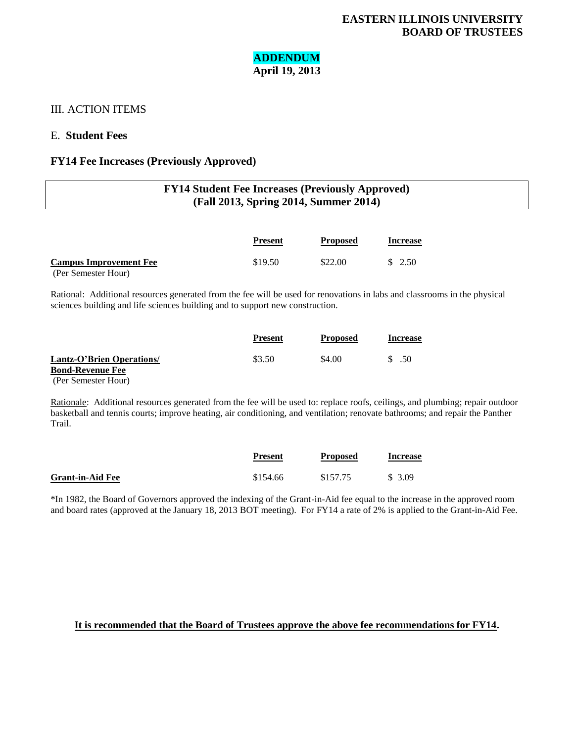**EASTERN ILLINOIS UNIVERSITY**
**BOARD OF TREUSTEES**

**EASTERN ILLINOIS UNIVERSITY**
**BOARD OF TRUSTEES**

**ADDENDUM**
**April 19, 2013**

III. ACTION ITEMS

E. **Student Fees**

## FY14 Fee Increases (Previously Approved)

**FY14 Student Fee Increases (Previously Approved)**
**(Fall 2013, Spring 2014, Summer 2014)**

| | Present | Proposed | Increase |
|---|---|---|---|
| **Campus Improvement Fee** (Per Semester Hour) | $19.50 | $22.00 | $ 2.50 |

Rational: Additional resources generated from the fee will be used for renovations in labs and classrooms in the physical sciences building and life sciences building and to support new construction.

| | Present | Proposed | Increase |
|---|---|---|---|
| **Lantz-O'Brien Operations/ Bond-Revenue Fee** (Per Semester Hour) | $3.50 | $4.00 | $ .50 |

Rationale: Additional resources generated from the fee will be used to: replace roofs, ceilings, and plumbing; repair outdoor basketball and tennis courts; improve heating, air conditioning, and ventilation; renovate bathrooms; and repair the Panther Trail.

| | Present | Proposed | Increase |
|---|---|---|---|
| **Grant-in-Aid Fee** | $154.66 | $157.75 | $ 3.09 |

*In 1982, the Board of Governors approved the indexing of the Grant-in-Aid fee equal to the increase in the approved room and board rates (approved at the January 18, 2013 BOT meeting). For FY14 a rate of 2% is applied to the Grant-in-Aid Fee.

**It is recommended that the Board of Trustees approve the above fee recommendations for FY14.**